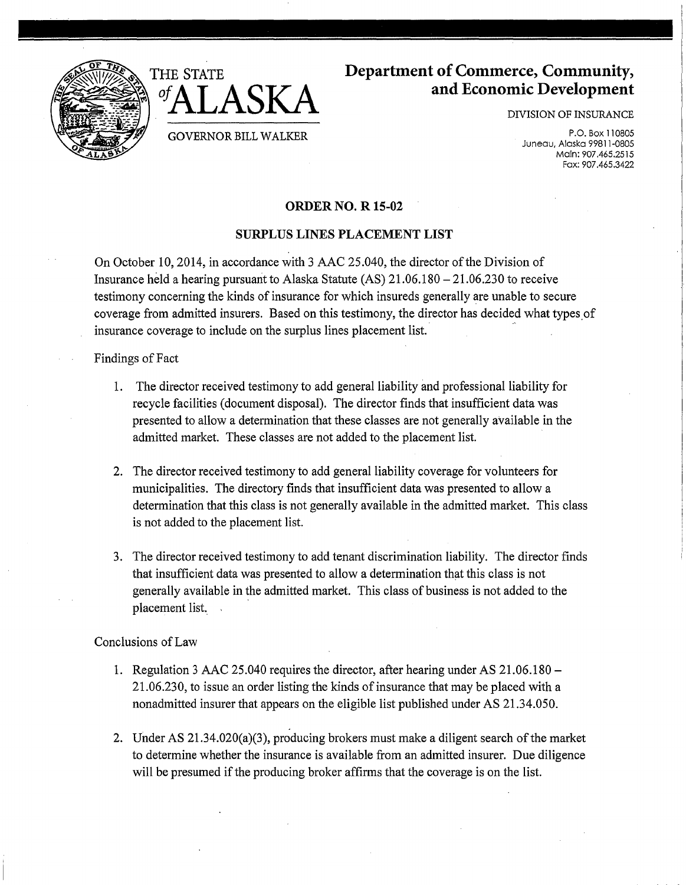THE STATE of ALASKA

GOVERNOR BILL WALKER

**Department of Commerce, Community, and Economic Development**

DIVISION OF INSURANCE

P.O. Box 110805
Juneau, Alaska 99811-0805
Main: 907.465.2515
Fax: 907.465.3422

## ORDER NO. R 15-02

### SURPLUS LINES PLACEMENT LIST

On October 10, 2014, in accordance with 3 AAC 25.040, the director of the Division of Insurance held a hearing pursuant to Alaska Statute (AS) 21.06.180 – 21.06.230 to receive testimony concerning the kinds of insurance for which insureds generally are unable to secure coverage from admitted insurers. Based on this testimony, the director has decided what types of insurance coverage to include on the surplus lines placement list.

Findings of Fact

1. The director received testimony to add general liability and professional liability for recycle facilities (document disposal). The director finds that insufficient data was presented to allow a determination that these classes are not generally available in the admitted market. These classes are not added to the placement list.

2. The director received testimony to add general liability coverage for volunteers for municipalities. The directory finds that insufficient data was presented to allow a determination that this class is not generally available in the admitted market. This class is not added to the placement list.

3. The director received testimony to add tenant discrimination liability. The director finds that insufficient data was presented to allow a determination that this class is not generally available in the admitted market. This class of business is not added to the placement list.

Conclusions of Law

1. Regulation 3 AAC 25.040 requires the director, after hearing under AS 21.06.180 – 21.06.230, to issue an order listing the kinds of insurance that may be placed with a nonadmitted insurer that appears on the eligible list published under AS 21.34.050.

2. Under AS 21.34.020(a)(3), producing brokers must make a diligent search of the market to determine whether the insurance is available from an admitted insurer. Due diligence will be presumed if the producing broker affirms that the coverage is on the list.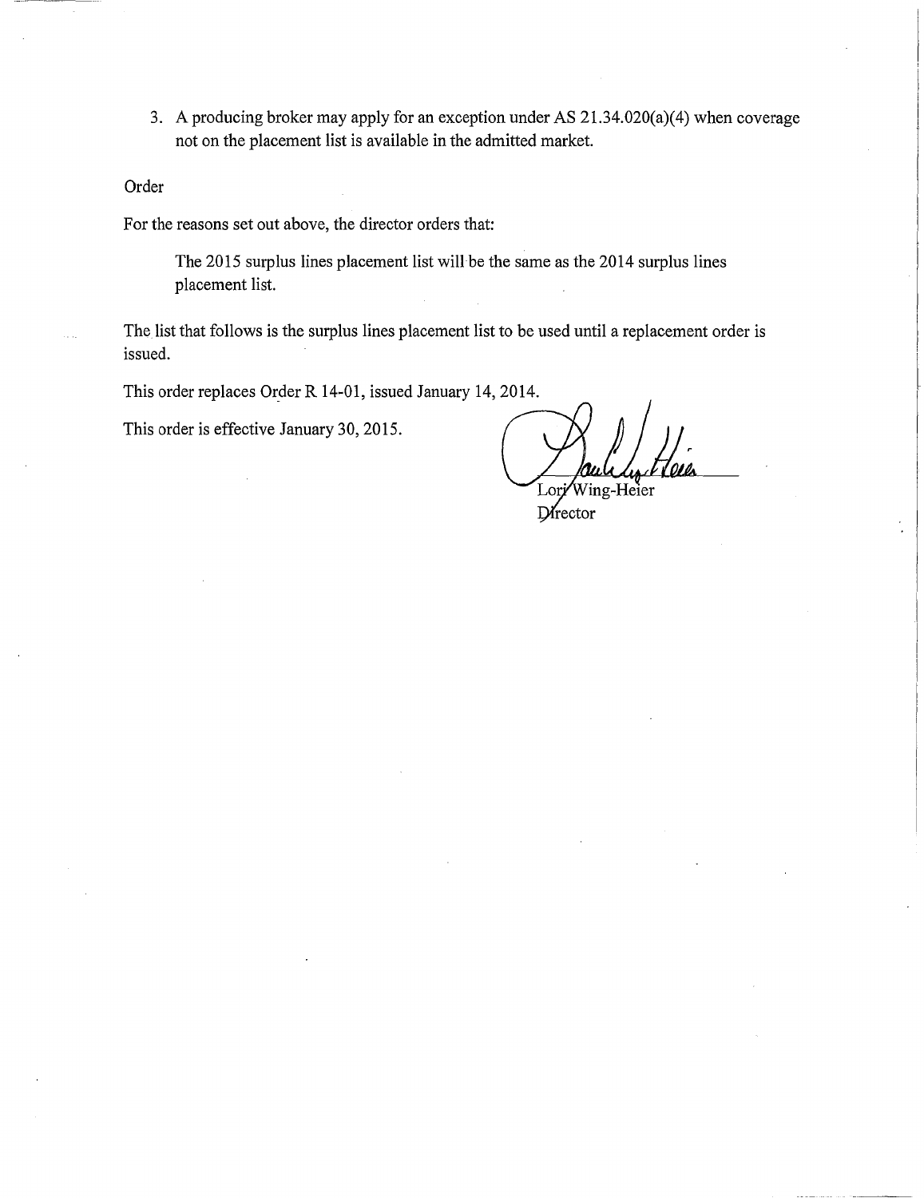3. A producing broker may apply for an exception under AS 21.34.020(a)(4) when coverage not on the placement list is available in the admitted market.

Order

For the reasons set out above, the director orders that:

> The 2015 surplus lines placement list will be the same as the 2014 surplus lines placement list.

The list that follows is the surplus lines placement list to be used until a replacement order is issued.

This order replaces Order R 14-01, issued January 14, 2014.

This order is effective January 30, 2015.

Lori Wing-Heier
Director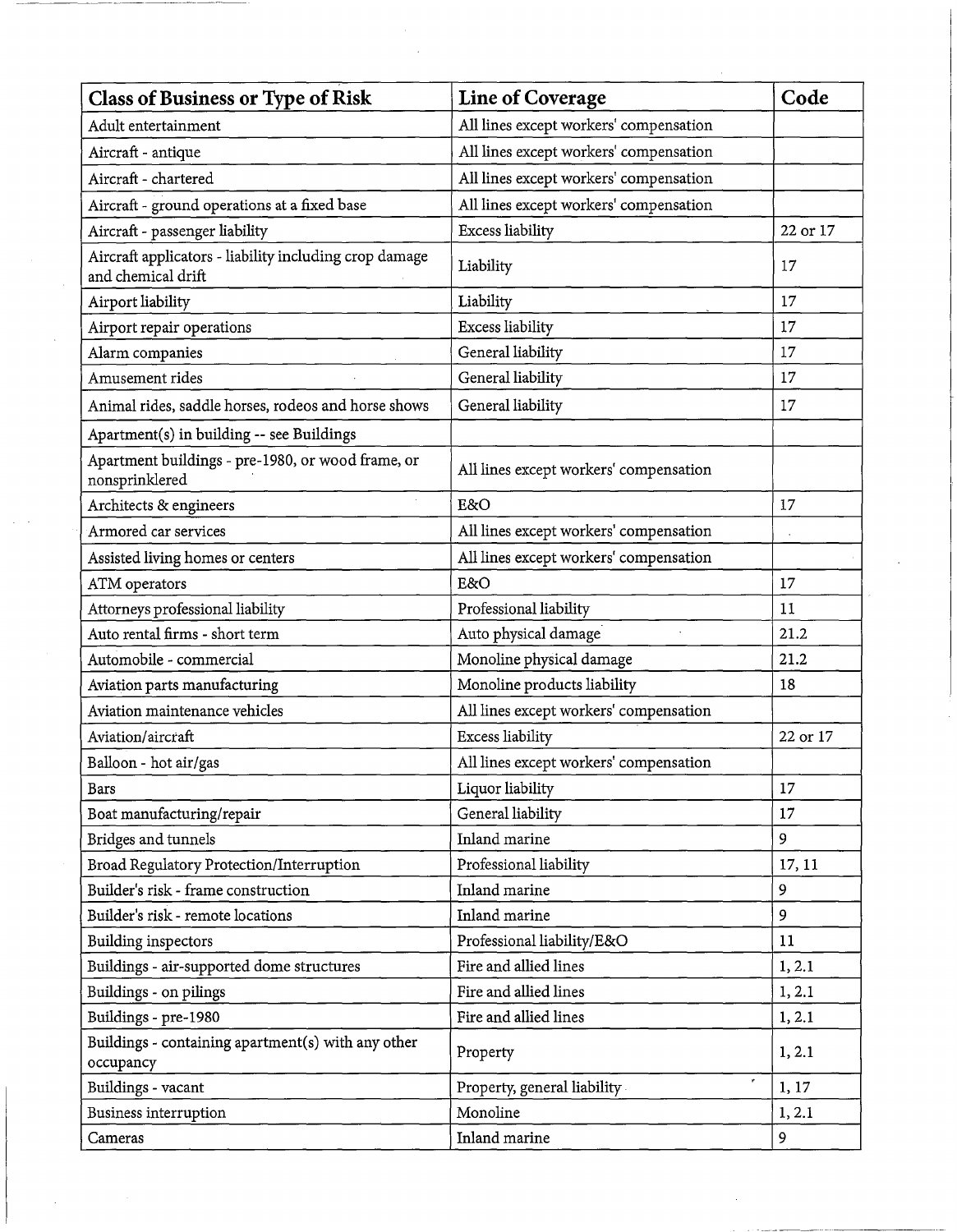| Class of Business or Type of Risk | Line of Coverage | Code |
|---|---|---|
| Adult entertainment | All lines except workers' compensation | |
| Aircraft - antique | All lines except workers' compensation | |
| Aircraft - chartered | All lines except workers' compensation | |
| Aircraft - ground operations at a fixed base | All lines except workers' compensation | |
| Aircraft - passenger liability | Excess liability | 22 or 17 |
| Aircraft applicators - liability including crop damage and chemical drift | Liability | 17 |
| Airport liability | Liability | 17 |
| Airport repair operations | Excess liability | 17 |
| Alarm companies | General liability | 17 |
| Amusement rides | General liability | 17 |
| Animal rides, saddle horses, rodeos and horse shows | General liability | 17 |
| Apartment(s) in building -- see Buildings | | |
| Apartment buildings - pre-1980, or wood frame, or nonsprinklered | All lines except workers' compensation | |
| Architects & engineers | E&O | 17 |
| Armored car services | All lines except workers' compensation | |
| Assisted living homes or centers | All lines except workers' compensation | |
| ATM operators | E&O | 17 |
| Attorneys professional liability | Professional liability | 11 |
| Auto rental firms - short term | Auto physical damage | 21.2 |
| Automobile - commercial | Monoline physical damage | 21.2 |
| Aviation parts manufacturing | Monoline products liability | 18 |
| Aviation maintenance vehicles | All lines except workers' compensation | |
| Aviation/aircraft | Excess liability | 22 or 17 |
| Balloon - hot air/gas | All lines except workers' compensation | |
| Bars | Liquor liability | 17 |
| Boat manufacturing/repair | General liability | 17 |
| Bridges and tunnels | Inland marine | 9 |
| Broad Regulatory Protection/Interruption | Professional liability | 17, 11 |
| Builder's risk - frame construction | Inland marine | 9 |
| Builder's risk - remote locations | Inland marine | 9 |
| Building inspectors | Professional liability/E&O | 11 |
| Buildings - air-supported dome structures | Fire and allied lines | 1, 2.1 |
| Buildings - on pilings | Fire and allied lines | 1, 2.1 |
| Buildings - pre-1980 | Fire and allied lines | 1, 2.1 |
| Buildings - containing apartment(s) with any other occupancy | Property | 1, 2.1 |
| Buildings - vacant | Property, general liability | 1, 17 |
| Business interruption | Monoline | 1, 2.1 |
| Cameras | Inland marine | 9 |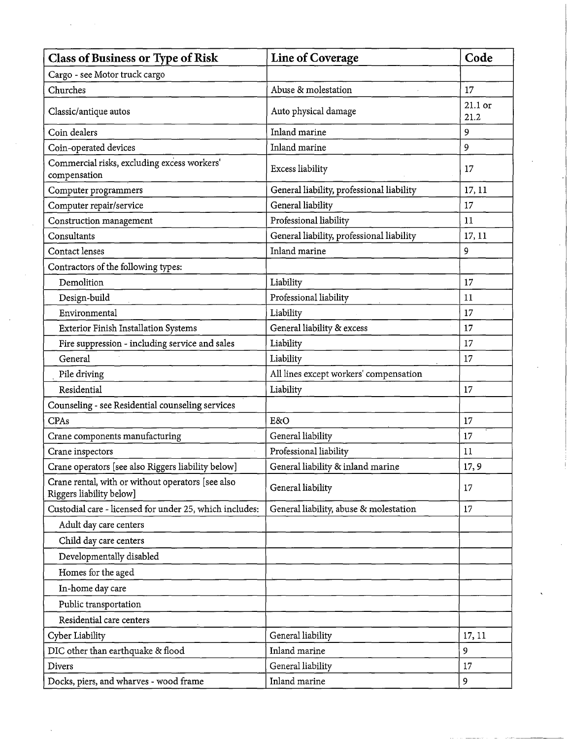| Class of Business or Type of Risk | Line of Coverage | Code |
|---|---|---|
| Cargo - see Motor truck cargo | | |
| Churches | Abuse & molestation | 17 |
| Classic/antique autos | Auto physical damage | 21.1 or 21.2 |
| Coin dealers | Inland marine | 9 |
| Coin-operated devices | Inland marine | 9 |
| Commercial risks, excluding excess workers' compensation | Excess liability | 17 |
| Computer programmers | General liability, professional liability | 17, 11 |
| Computer repair/service | General liability | 17 |
| Construction management | Professional liability | 11 |
| Consultants | General liability, professional liability | 17, 11 |
| Contact lenses | Inland marine | 9 |
| Contractors of the following types: | | |
| Demolition | Liability | 17 |
| Design-build | Professional liability | 11 |
| Environmental | Liability | 17 |
| Exterior Finish Installation Systems | General liability & excess | 17 |
| Fire suppression - including service and sales | Liability | 17 |
| General | Liability | 17 |
| Pile driving | All lines except workers' compensation | |
| Residential | Liability | 17 |
| Counseling - see Residential counseling services | | |
| CPAs | E&O | 17 |
| Crane components manufacturing | General liability | 17 |
| Crane inspectors | Professional liability | 11 |
| Crane operators [see also Riggers liability below] | General liability & inland marine | 17, 9 |
| Crane rental, with or without operators [see also Riggers liability below] | General liability | 17 |
| Custodial care - licensed for under 25, which includes: | General liability, abuse & molestation | 17 |
| Adult day care centers | | |
| Child day care centers | | |
| Developmentally disabled | | |
| Homes for the aged | | |
| In-home day care | | |
| Public transportation | | |
| Residential care centers | | |
| Cyber Liability | General liability | 17, 11 |
| DIC other than earthquake & flood | Inland marine | 9 |
| Divers | General liability | 17 |
| Docks, piers, and wharves - wood frame | Inland marine | 9 |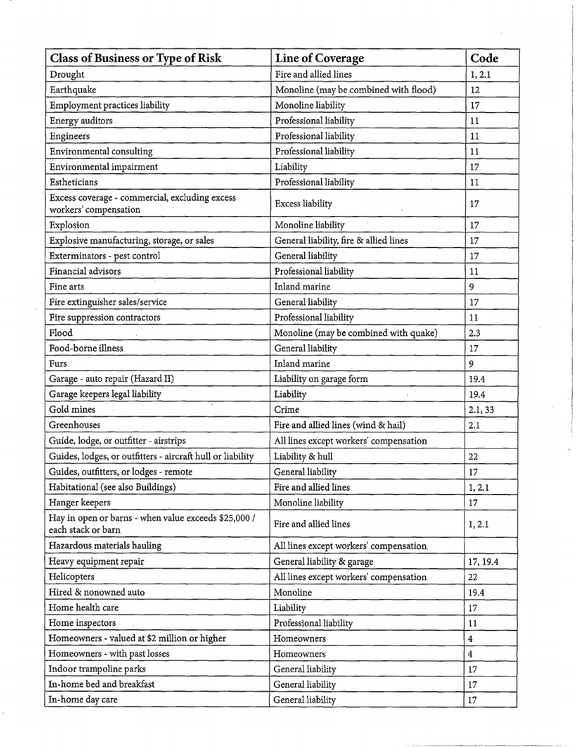| Class of Business or Type of Risk | Line of Coverage | Code |
|---|---|---|
| Drought | Fire and allied lines | 1, 2.1 |
| Earthquake | Monoline (may be combined with flood) | 12 |
| Employment practices liability | Monoline liability | 17 |
| Energy auditors | Professional liability | 11 |
| Engineers | Professional liability | 11 |
| Environmental consulting | Professional liability | 11 |
| Environmental impairment | Liability | 17 |
| Estheticians | Professional liability | 11 |
| Excess coverage - commercial, excluding excess workers' compensation | Excess liability | 17 |
| Explosion | Monoline liability | 17 |
| Explosive manufacturing, storage, or sales | General liability, fire & allied lines | 17 |
| Exterminators - pest control | General liability | 17 |
| Financial advisors | Professional liability | 11 |
| Fine arts | Inland marine | 9 |
| Fire extinguisher sales/service | General liability | 17 |
| Fire suppression contractors | Professional liability | 11 |
| Flood | Monoline (may be combined with quake) | 2.3 |
| Food-borne illness | General liability | 17 |
| Furs | Inland marine | 9 |
| Garage - auto repair (Hazard II) | Liability on garage form | 19.4 |
| Garage keepers legal liability | Liability | 19.4 |
| Gold mines | Crime | 2.1, 33 |
| Greenhouses | Fire and allied lines (wind & hail) | 2.1 |
| Guide, lodge, or outfitter - airstrips | All lines except workers' compensation | |
| Guides, lodges, or outfitters - aircraft hull or liability | Liability & hull | 22 |
| Guides, outfitters, or lodges - remote | General liability | 17 |
| Habitational (see also Buildings) | Fire and allied lines | 1, 2.1 |
| Hanger keepers | Monoline liability | 17 |
| Hay in open or barns - when value exceeds $25,000 / each stack or barn | Fire and allied lines | 1, 2.1 |
| Hazardous materials hauling | All lines except workers' compensation | |
| Heavy equipment repair | General liability & garage | 17, 19.4 |
| Helicopters | All lines except workers' compensation | 22 |
| Hired & nonowned auto | Monoline | 19.4 |
| Home health care | Liability | 17 |
| Home inspectors | Professional liability | 11 |
| Homeowners - valued at $2 million or higher | Homeowners | 4 |
| Homeowners - with past losses | Homeowners | 4 |
| Indoor trampoline parks | General liability | 17 |
| In-home bed and breakfast | General liability | 17 |
| In-home day care | General liability | 17 |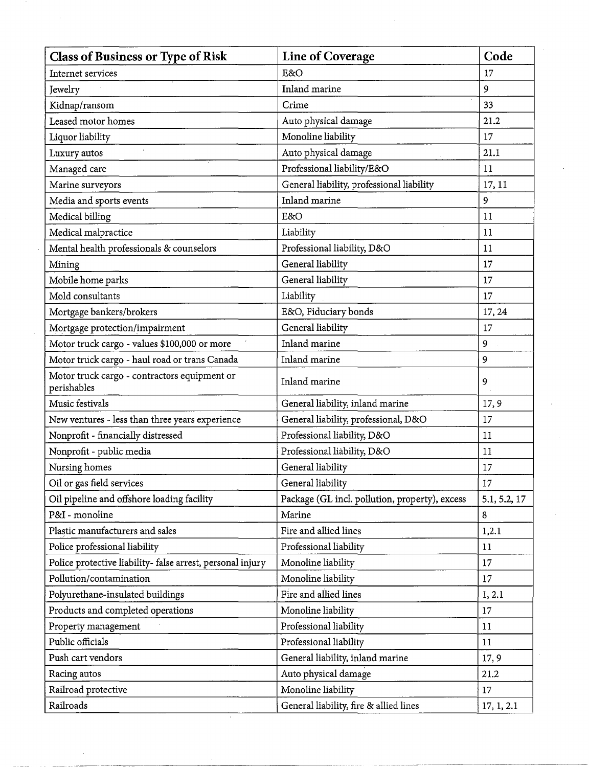| Class of Business or Type of Risk | Line of Coverage | Code |
|---|---|---|
| Internet services | E&O | 17 |
| Jewelry | Inland marine | 9 |
| Kidnap/ransom | Crime | 33 |
| Leased motor homes | Auto physical damage | 21.2 |
| Liquor liability | Monoline liability | 17 |
| Luxury autos | Auto physical damage | 21.1 |
| Managed care | Professional liability/E&O | 11 |
| Marine surveyors | General liability, professional liability | 17, 11 |
| Media and sports events | Inland marine | 9 |
| Medical billing | E&O | 11 |
| Medical malpractice | Liability | 11 |
| Mental health professionals & counselors | Professional liability, D&O | 11 |
| Mining | General liability | 17 |
| Mobile home parks | General liability | 17 |
| Mold consultants | Liability | 17 |
| Mortgage bankers/brokers | E&O, Fiduciary bonds | 17, 24 |
| Mortgage protection/impairment | General liability | 17 |
| Motor truck cargo - values $100,000 or more | Inland marine | 9 |
| Motor truck cargo - haul road or trans Canada | Inland marine | 9 |
| Motor truck cargo - contractors equipment or perishables | Inland marine | 9 |
| Music festivals | General liability, inland marine | 17, 9 |
| New ventures - less than three years experience | General liability, professional, D&O | 17 |
| Nonprofit - financially distressed | Professional liability, D&O | 11 |
| Nonprofit - public media | Professional liability, D&O | 11 |
| Nursing homes | General liability | 17 |
| Oil or gas field services | General liability | 17 |
| Oil pipeline and offshore loading facility | Package (GL incl. pollution, property), excess | 5.1, 5.2, 17 |
| P&I - monoline | Marine | 8 |
| Plastic manufacturers and sales | Fire and allied lines | 1,2.1 |
| Police professional liability | Professional liability | 11 |
| Police protective liability- false arrest, personal injury | Monoline liability | 17 |
| Pollution/contamination | Monoline liability | 17 |
| Polyurethane-insulated buildings | Fire and allied lines | 1, 2.1 |
| Products and completed operations | Monoline liability | 17 |
| Property management | Professional liability | 11 |
| Public officials | Professional liability | 11 |
| Push cart vendors | General liability, inland marine | 17, 9 |
| Racing autos | Auto physical damage | 21.2 |
| Railroad protective | Monoline liability | 17 |
| Railroads | General liability, fire & allied lines | 17, 1, 2.1 |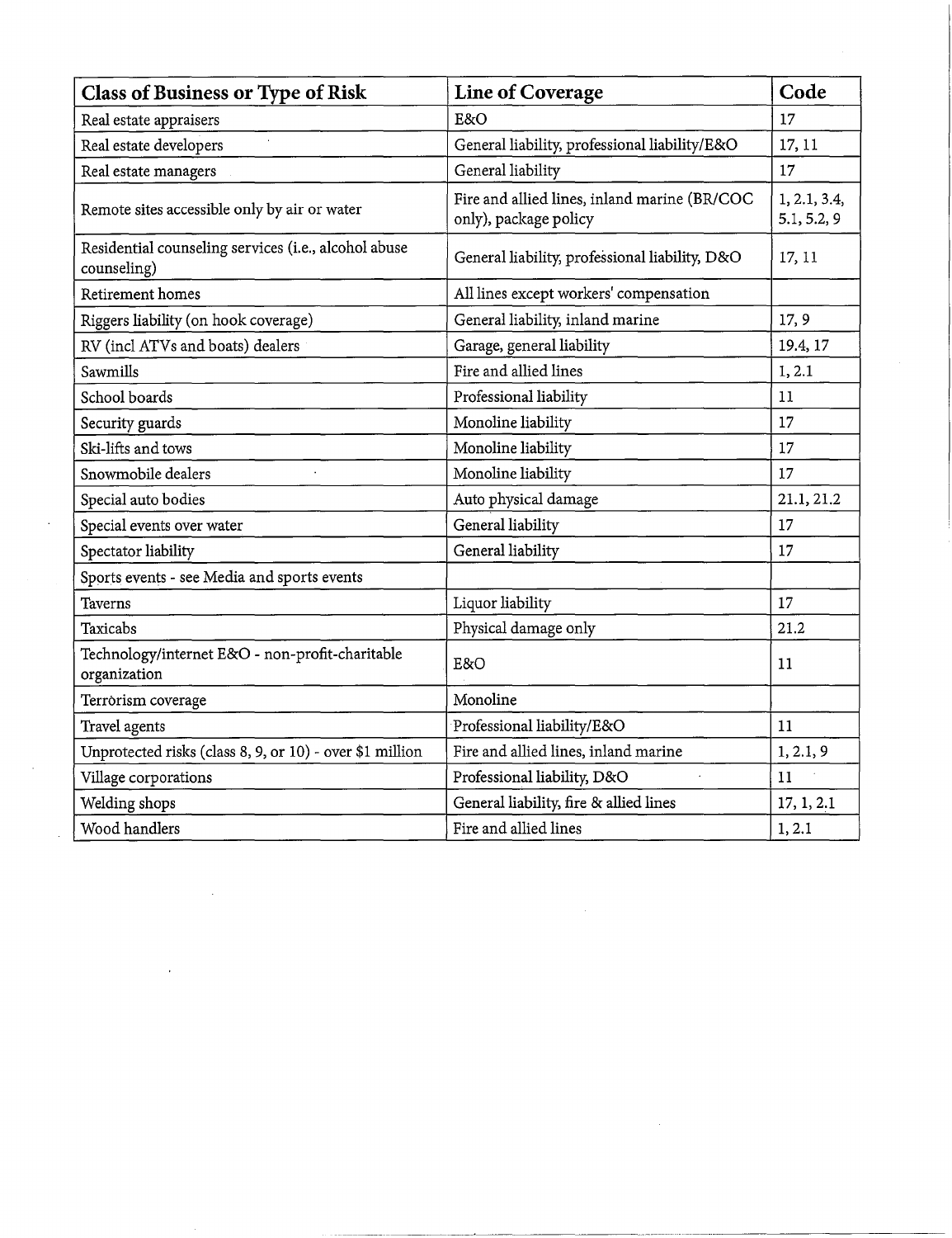| Class of Business or Type of Risk | Line of Coverage | Code |
|---|---|---|
| Real estate appraisers | E&O | 17 |
| Real estate developers | General liability, professional liability/E&O | 17, 11 |
| Real estate managers | General liability | 17 |
| Remote sites accessible only by air or water | Fire and allied lines, inland marine (BR/COC only), package policy | 1, 2.1, 3.4, 5.1, 5.2, 9 |
| Residential counseling services (i.e., alcohol abuse counseling) | General liability, professional liability, D&O | 17, 11 |
| Retirement homes | All lines except workers' compensation | |
| Riggers liability (on hook coverage) | General liability, inland marine | 17, 9 |
| RV (incl ATVs and boats) dealers | Garage, general liability | 19.4, 17 |
| Sawmills | Fire and allied lines | 1, 2.1 |
| School boards | Professional liability | 11 |
| Security guards | Monoline liability | 17 |
| Ski-lifts and tows | Monoline liability | 17 |
| Snowmobile dealers | Monoline liability | 17 |
| Special auto bodies | Auto physical damage | 21.1, 21.2 |
| Special events over water | General liability | 17 |
| Spectator liability | General liability | 17 |
| Sports events - see Media and sports events | | |
| Taverns | Liquor liability | 17 |
| Taxicabs | Physical damage only | 21.2 |
| Technology/internet E&O - non-profit-charitable organization | E&O | 11 |
| Terrorism coverage | Monoline | |
| Travel agents | Professional liability/E&O | 11 |
| Unprotected risks (class 8, 9, or 10) - over $1 million | Fire and allied lines, inland marine | 1, 2.1, 9 |
| Village corporations | Professional liability, D&O | 11 |
| Welding shops | General liability, fire & allied lines | 17, 1, 2.1 |
| Wood handlers | Fire and allied lines | 1, 2.1 |